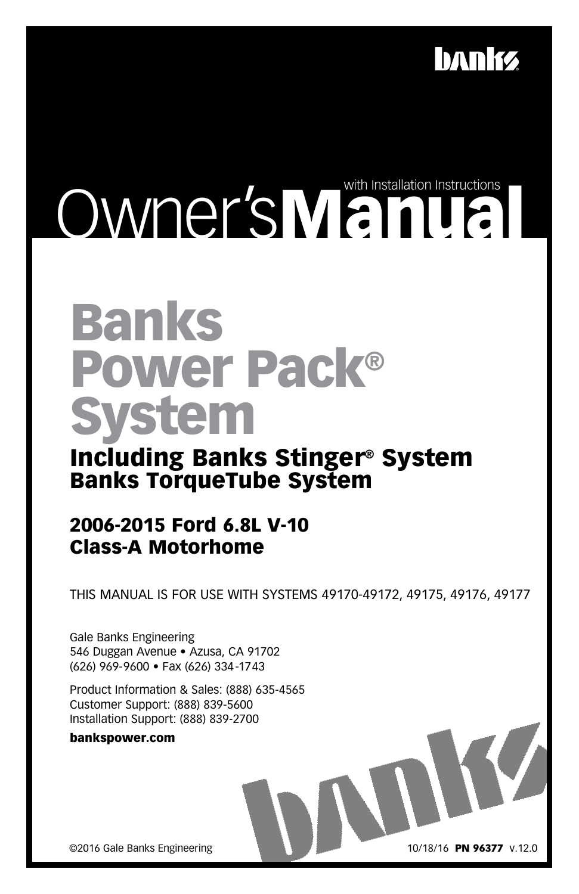banks

# Owner's Manual

with Installation Instructions

# Banks Power Pack® System

## Including Banks Stinger® System
## Banks TorqueTube System

### 2006-2015 Ford 6.8L V-10
### Class-A Motorhome

THIS MANUAL IS FOR USE WITH SYSTEMS 49170-49172, 49175, 49176, 49177

Gale Banks Engineering
546 Duggan Avenue • Azusa, CA 91702
(626) 969-9600 • Fax (626) 334-1743

Product Information & Sales: (888) 635-4565
Customer Support: (888) 839-5600
Installation Support: (888) 839-2700

**bankspower.com**

©2016 Gale Banks Engineering

10/18/16 **PN 96377** v.12.0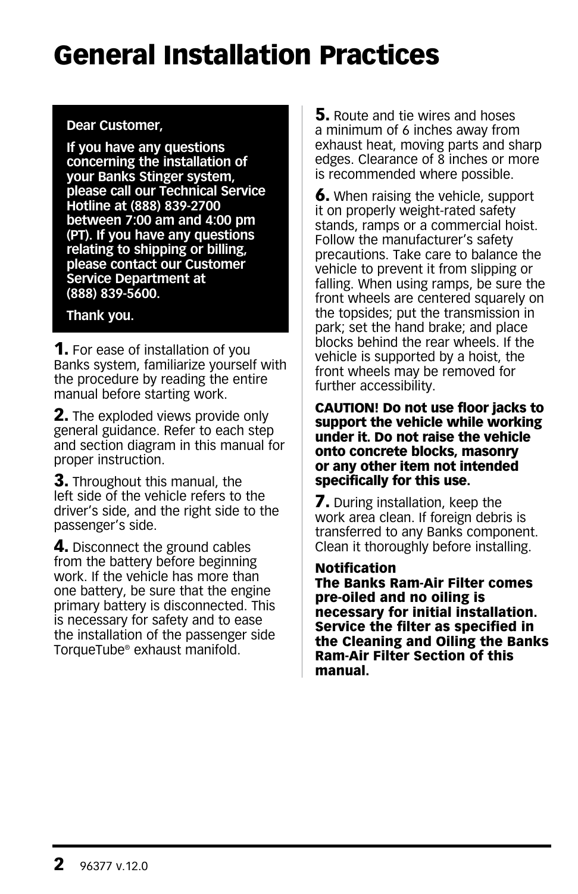# General Installation Practices

**Dear Customer,**

**If you have any questions concerning the installation of your Banks Stinger system, please call our Technical Service Hotline at (888) 839-2700 between 7:00 am and 4:00 pm (PT). If you have any questions relating to shipping or billing, please contact our Customer Service Department at (888) 839-5600.**

**Thank you.**

**1.** For ease of installation of you Banks system, familiarize yourself with the procedure by reading the entire manual before starting work.

**2.** The exploded views provide only general guidance. Refer to each step and section diagram in this manual for proper instruction.

**3.** Throughout this manual, the left side of the vehicle refers to the driver's side, and the right side to the passenger's side.

**4.** Disconnect the ground cables from the battery before beginning work. If the vehicle has more than one battery, be sure that the engine primary battery is disconnected. This is necessary for safety and to ease the installation of the passenger side TorqueTube® exhaust manifold.

**5.** Route and tie wires and hoses a minimum of 6 inches away from exhaust heat, moving parts and sharp edges. Clearance of 8 inches or more is recommended where possible.

**6.** When raising the vehicle, support it on properly weight-rated safety stands, ramps or a commercial hoist. Follow the manufacturer's safety precautions. Take care to balance the vehicle to prevent it from slipping or falling. When using ramps, be sure the front wheels are centered squarely on the topsides; put the transmission in park; set the hand brake; and place blocks behind the rear wheels. If the vehicle is supported by a hoist, the front wheels may be removed for further accessibility.

**CAUTION! Do not use floor jacks to support the vehicle while working under it. Do not raise the vehicle onto concrete blocks, masonry or any other item not intended specifically for this use.**

**7.** During installation, keep the work area clean. If foreign debris is transferred to any Banks component. Clean it thoroughly before installing.

**Notification**
**The Banks Ram-Air Filter comes pre-oiled and no oiling is necessary for initial installation. Service the filter as specified in the Cleaning and Oiling the Banks Ram-Air Filter Section of this manual.**

96377 v.12.0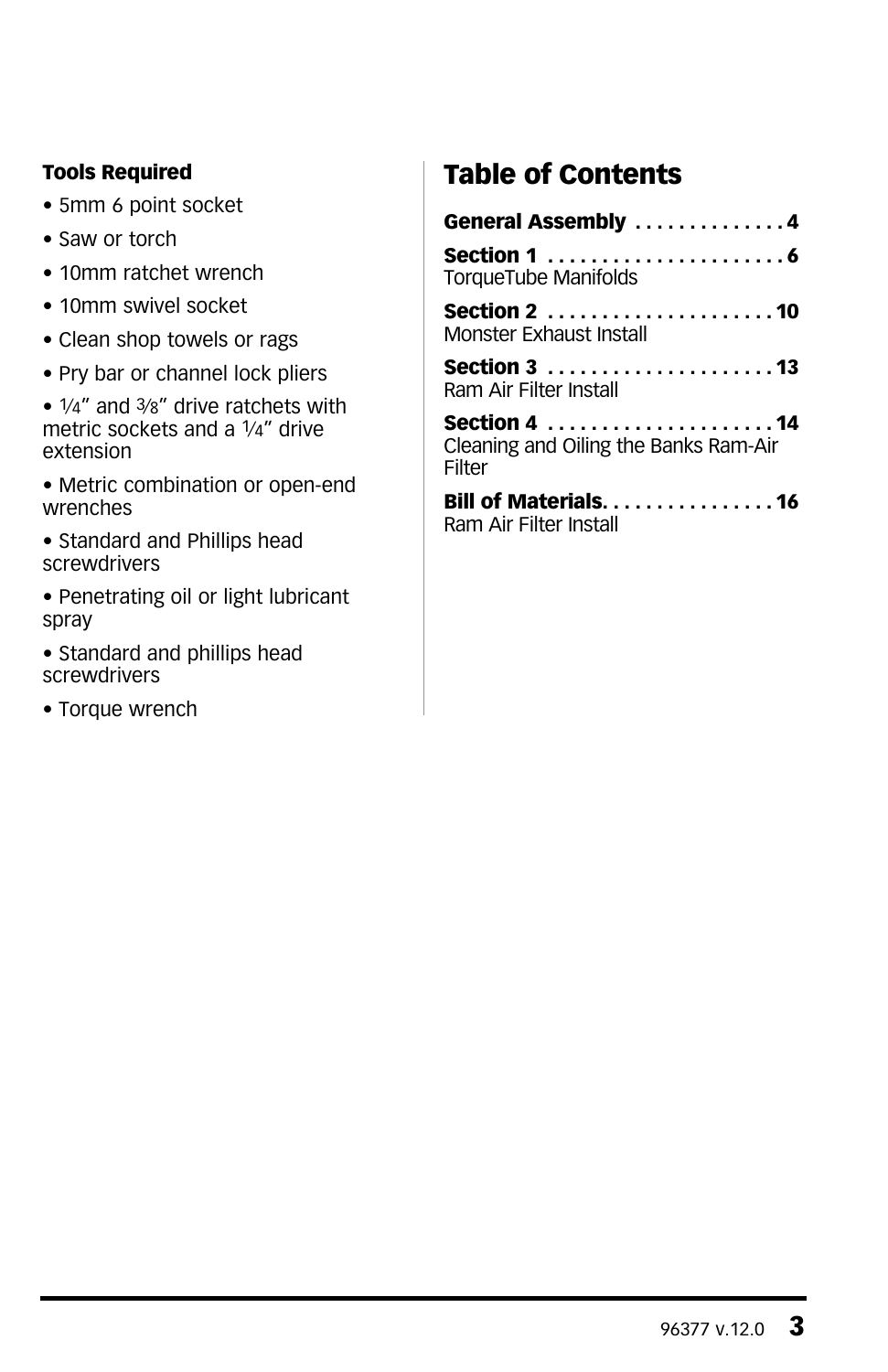**Tools Required**

- 5mm 6 point socket
- Saw or torch
- 10mm ratchet wrench
- 10mm swivel socket
- Clean shop towels or rags
- Pry bar or channel lock pliers
- ¼" and ⅜" drive ratchets with metric sockets and a ¼" drive extension
- Metric combination or open-end wrenches
- Standard and Phillips head screwdrivers
- Penetrating oil or light lubricant spray
- Standard and phillips head screwdrivers
- Torque wrench

# Table of Contents

**General Assembly** . . . . . . . . . . . . . . **4**

**Section 1** . . . . . . . . . . . . . . . . . . . . . . **6**
TorqueTube Manifolds

**Section 2** . . . . . . . . . . . . . . . . . . . . . **10**
Monster Exhaust Install

**Section 3** . . . . . . . . . . . . . . . . . . . . . **13**
Ram Air Filter Install

**Section 4** . . . . . . . . . . . . . . . . . . . . . **14**
Cleaning and Oiling the Banks Ram-Air Filter

**Bill of Materials.** . . . . . . . . . . . . . . . **16**
Ram Air Filter Install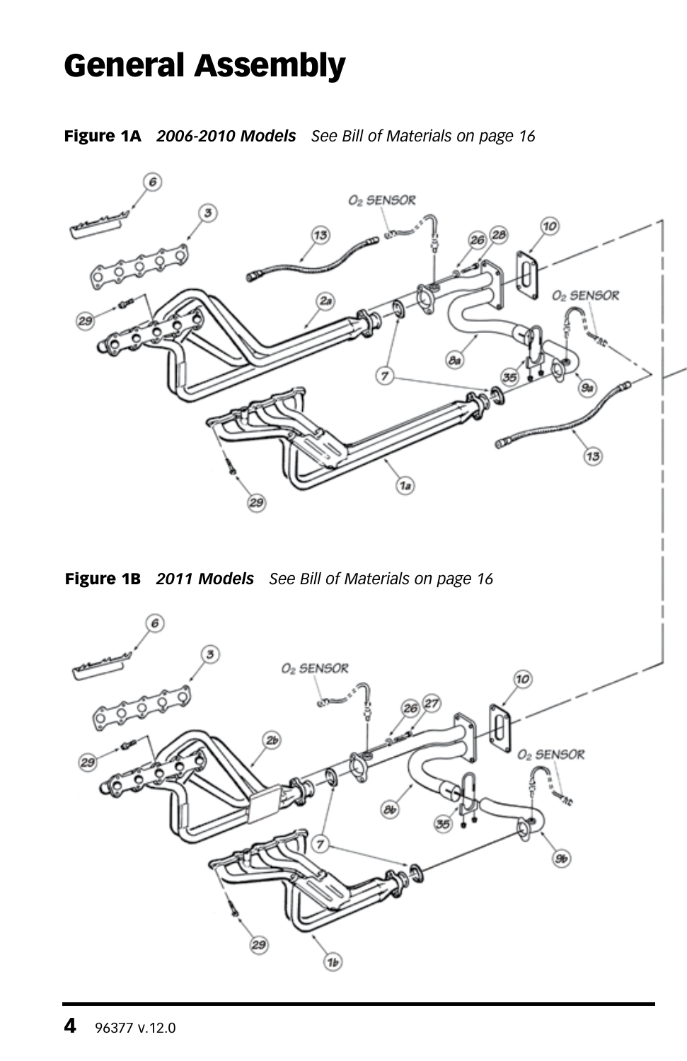# General Assembly

**Figure 1A** *2006-2010 Models* *See Bill of Materials on page 16*

**Figure 1B** *2011 Models* *See Bill of Materials on page 16*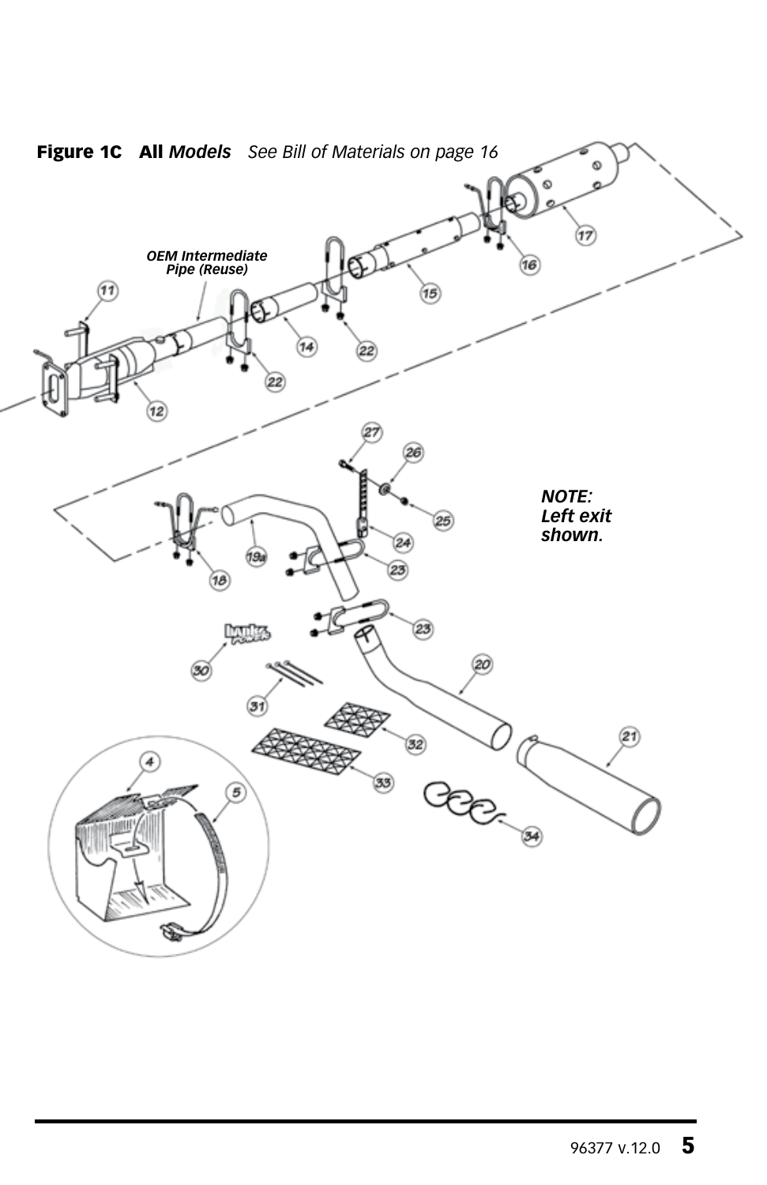**Figure 1C All *Models*** *See Bill of Materials on page 16*

*OEM Intermediate Pipe (Reuse)*

***NOTE: Left exit shown.***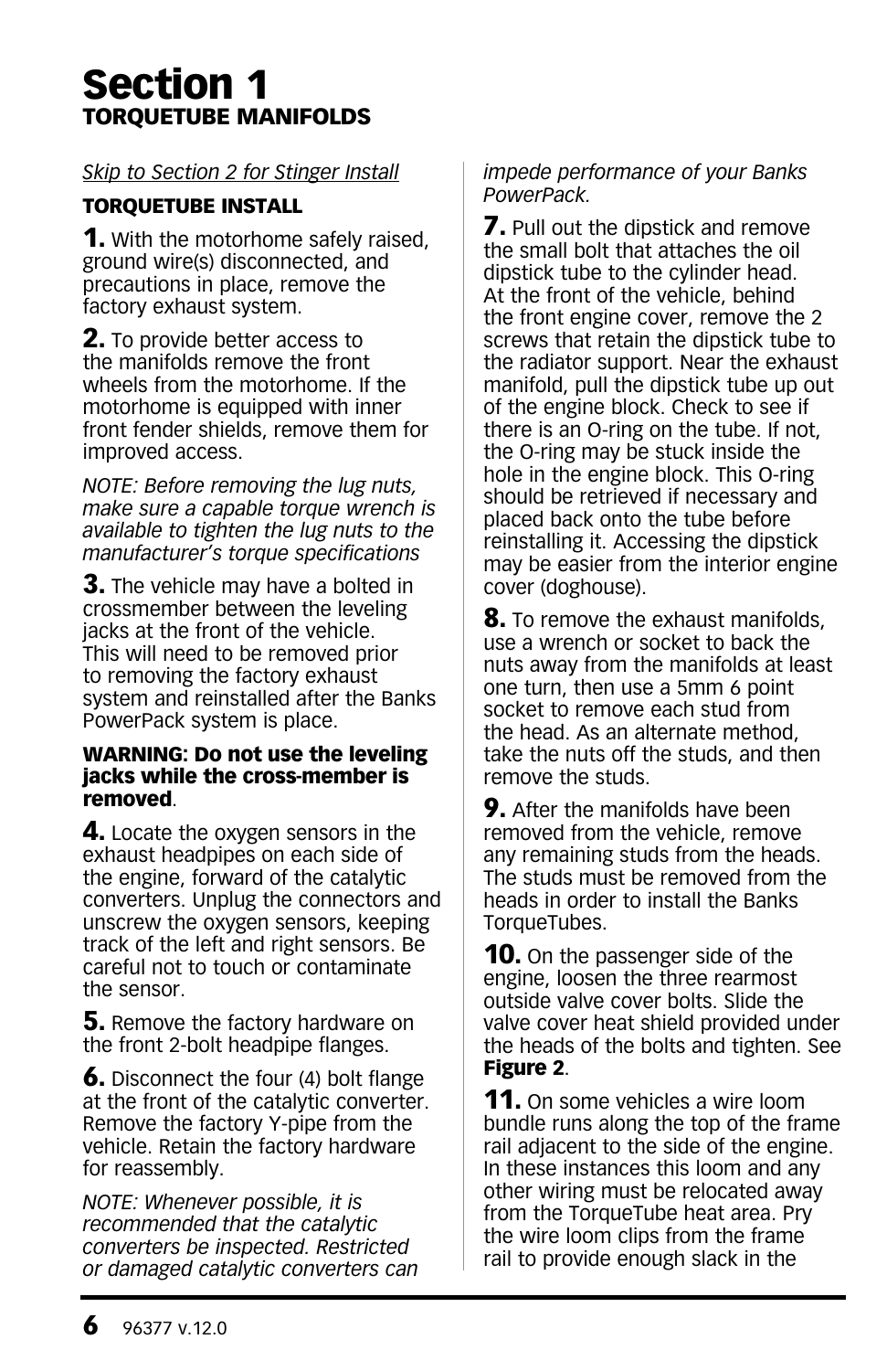# Section 1
## TORQUETUBE MANIFOLDS

*Skip to Section 2 for Stinger Install*

### TORQUETUBE INSTALL

**1.** With the motorhome safely raised, ground wire(s) disconnected, and precautions in place, remove the factory exhaust system.

**2.** To provide better access to the manifolds remove the front wheels from the motorhome. If the motorhome is equipped with inner front fender shields, remove them for improved access.

*NOTE: Before removing the lug nuts, make sure a capable torque wrench is available to tighten the lug nuts to the manufacturer's torque specifications*

**3.** The vehicle may have a bolted in crossmember between the leveling jacks at the front of the vehicle. This will need to be removed prior to removing the factory exhaust system and reinstalled after the Banks PowerPack system is place.

**WARNING: Do not use the leveling jacks while the cross-member is removed**.

**4.** Locate the oxygen sensors in the exhaust headpipes on each side of the engine, forward of the catalytic converters. Unplug the connectors and unscrew the oxygen sensors, keeping track of the left and right sensors. Be careful not to touch or contaminate the sensor.

**5.** Remove the factory hardware on the front 2-bolt headpipe flanges.

**6.** Disconnect the four (4) bolt flange at the front of the catalytic converter. Remove the factory Y-pipe from the vehicle. Retain the factory hardware for reassembly.

*NOTE: Whenever possible, it is recommended that the catalytic converters be inspected. Restricted or damaged catalytic converters can impede performance of your Banks PowerPack.*

**7.** Pull out the dipstick and remove the small bolt that attaches the oil dipstick tube to the cylinder head. At the front of the vehicle, behind the front engine cover, remove the 2 screws that retain the dipstick tube to the radiator support. Near the exhaust manifold, pull the dipstick tube up out of the engine block. Check to see if there is an O-ring on the tube. If not, the O-ring may be stuck inside the hole in the engine block. This O-ring should be retrieved if necessary and placed back onto the tube before reinstalling it. Accessing the dipstick may be easier from the interior engine cover (doghouse).

**8.** To remove the exhaust manifolds, use a wrench or socket to back the nuts away from the manifolds at least one turn, then use a 5mm 6 point socket to remove each stud from the head. As an alternate method, take the nuts off the studs, and then remove the studs.

**9.** After the manifolds have been removed from the vehicle, remove any remaining studs from the heads. The studs must be removed from the heads in order to install the Banks TorqueTubes.

**10.** On the passenger side of the engine, loosen the three rearmost outside valve cover bolts. Slide the valve cover heat shield provided under the heads of the bolts and tighten. See **Figure 2**.

**11.** On some vehicles a wire loom bundle runs along the top of the frame rail adjacent to the side of the engine. In these instances this loom and any other wiring must be relocated away from the TorqueTube heat area. Pry the wire loom clips from the frame rail to provide enough slack in the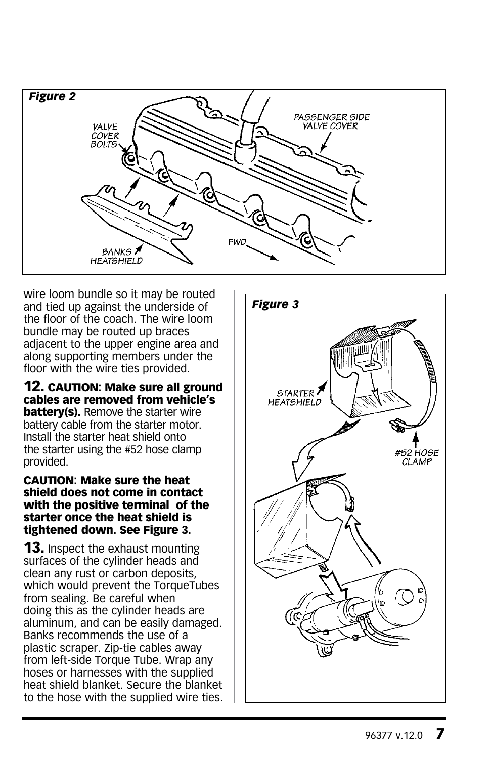*Figure 2*

wire loom bundle so it may be routed and tied up against the underside of the floor of the coach. The wire loom bundle may be routed up braces adjacent to the upper engine area and along supporting members under the floor with the wire ties provided.

**12. CAUTION: Make sure all ground cables are removed from vehicle's battery(s).** Remove the starter wire battery cable from the starter motor. Install the starter heat shield onto the starter using the #52 hose clamp provided.

**CAUTION: Make sure the heat shield does not come in contact with the positive terminal of the starter once the heat shield is tightened down. See Figure 3.**

**13.** Inspect the exhaust mounting surfaces of the cylinder heads and clean any rust or carbon deposits, which would prevent the TorqueTubes from sealing. Be careful when doing this as the cylinder heads are aluminum, and can be easily damaged. Banks recommends the use of a plastic scraper. Zip-tie cables away from left-side Torque Tube. Wrap any hoses or harnesses with the supplied heat shield blanket. Secure the blanket to the hose with the supplied wire ties.

*Figure 3*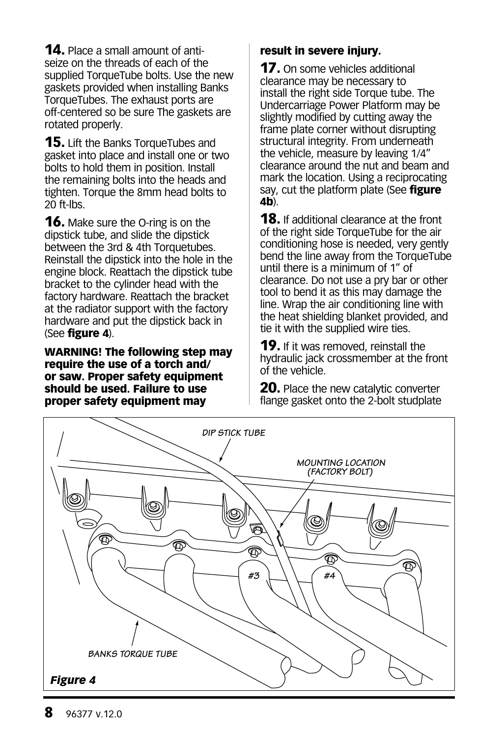**14.** Place a small amount of anti-seize on the threads of each of the supplied TorqueTube bolts. Use the new gaskets provided when installing Banks TorqueTubes. The exhaust ports are off-centered so be sure The gaskets are rotated properly.

**15.** Lift the Banks TorqueTubes and gasket into place and install one or two bolts to hold them in position. Install the remaining bolts into the heads and tighten. Torque the 8mm head bolts to 20 ft-lbs.

**16.** Make sure the O-ring is on the dipstick tube, and slide the dipstick between the 3rd & 4th Torquetubes. Reinstall the dipstick into the hole in the engine block. Reattach the dipstick tube bracket to the cylinder head with the factory hardware. Reattach the bracket at the radiator support with the factory hardware and put the dipstick back in (See **figure 4**).

**WARNING! The following step may require the use of a torch and/or saw. Proper safety equipment should be used. Failure to use proper safety equipment may result in severe injury.**

**17.** On some vehicles additional clearance may be necessary to install the right side Torque tube. The Undercarriage Power Platform may be slightly modified by cutting away the frame plate corner without disrupting structural integrity. From underneath the vehicle, measure by leaving 1/4" clearance around the nut and beam and mark the location. Using a reciprocating say, cut the platform plate (See **figure 4b**).

**18.** If additional clearance at the front of the right side TorqueTube for the air conditioning hose is needed, very gently bend the line away from the TorqueTube until there is a minimum of 1" of clearance. Do not use a pry bar or other tool to bend it as this may damage the line. Wrap the air conditioning line with the heat shielding blanket provided, and tie it with the supplied wire ties.

**19.** If it was removed, reinstall the hydraulic jack crossmember at the front of the vehicle.

**20.** Place the new catalytic converter flange gasket onto the 2-bolt studplate

*Figure 4*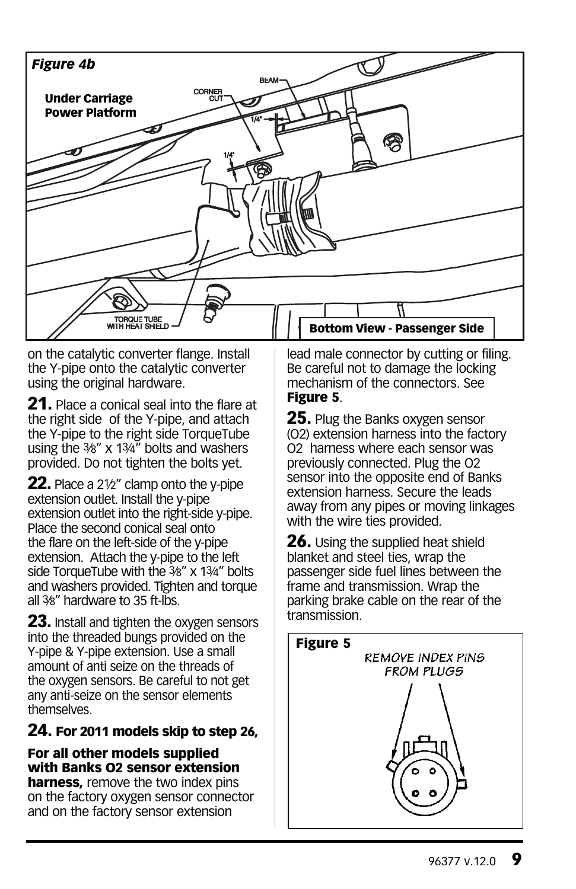*Figure 4b*

**Under Carriage Power Platform**

BEAM

CORNER CUT

1/4"

1/4"

TORQUE TUBE WITH HEAT SHIELD

**Bottom View - Passenger Side**

on the catalytic converter flange. Install the Y-pipe onto the catalytic converter using the original hardware.

**21.** Place a conical seal into the flare at the right side of the Y-pipe, and attach the Y-pipe to the right side TorqueTube using the 3⁄8" x 1¾" bolts and washers provided. Do not tighten the bolts yet.

**22.** Place a 2½" clamp onto the y-pipe extension outlet. Install the y-pipe extension outlet into the right-side y-pipe. Place the second conical seal onto the flare on the left-side of the y-pipe extension. Attach the y-pipe to the left side TorqueTube with the 3⁄8" x 1¾" bolts and washers provided. Tighten and torque all 3⁄8" hardware to 35 ft-lbs.

**23.** Install and tighten the oxygen sensors into the threaded bungs provided on the Y-pipe & Y-pipe extension. Use a small amount of anti seize on the threads of the oxygen sensors. Be careful to not get any anti-seize on the sensor elements themselves.

**24. For 2011 models skip to step 26,**

**For all other models supplied with Banks O2 sensor extension harness,** remove the two index pins on the factory oxygen sensor connector and on the factory sensor extension lead male connector by cutting or filing. Be careful not to damage the locking mechanism of the connectors. See **Figure 5**.

**25.** Plug the Banks oxygen sensor (O2) extension harness into the factory O2 harness where each sensor was previously connected. Plug the O2 sensor into the opposite end of Banks extension harness. Secure the leads away from any pipes or moving linkages with the wire ties provided.

**26.** Using the supplied heat shield blanket and steel ties, wrap the passenger side fuel lines between the frame and transmission. Wrap the parking brake cable on the rear of the transmission.

**Figure 5**

REMOVE INDEX PINS FROM PLUGS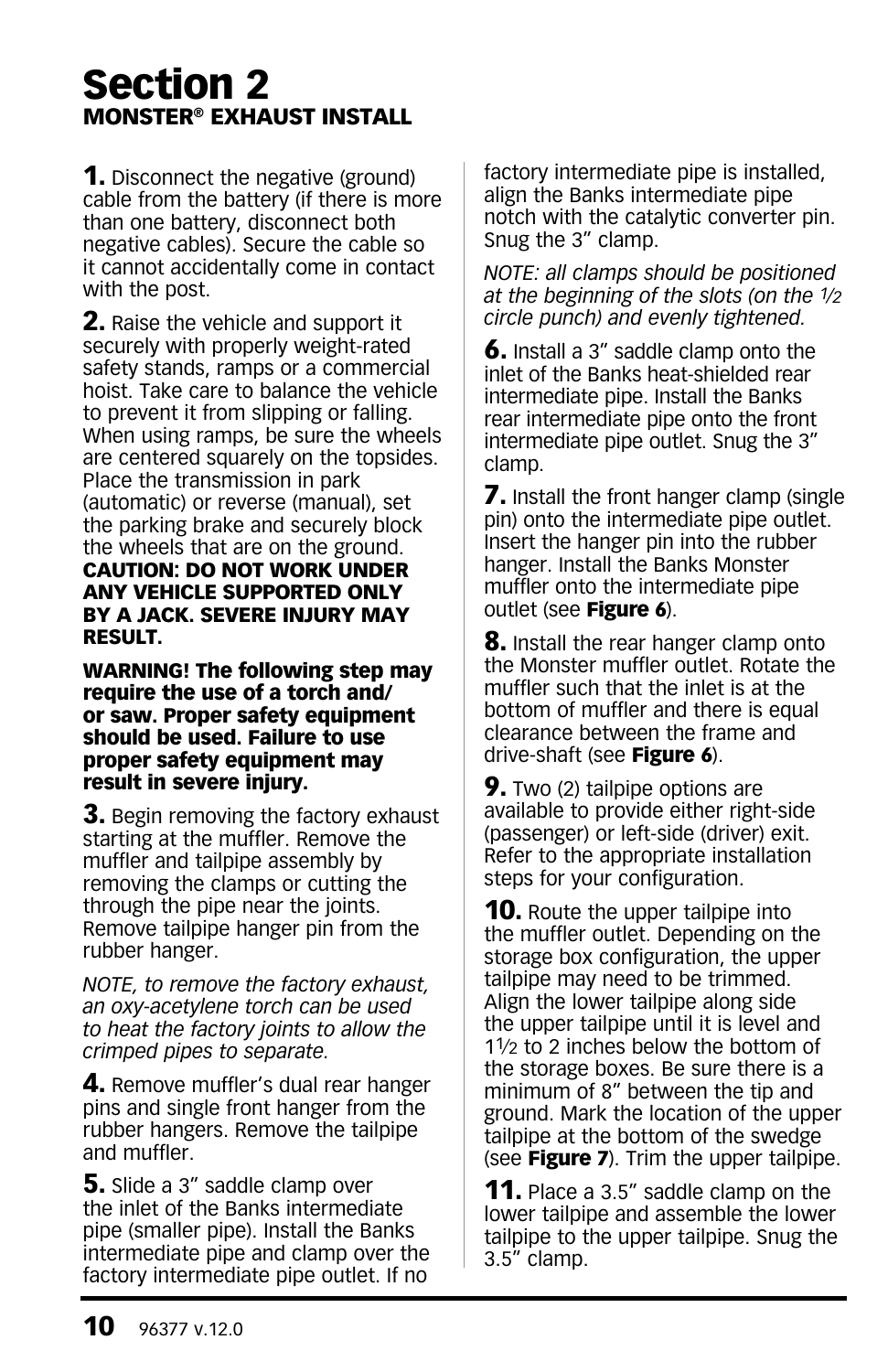# Section 2

**MONSTER® EXHAUST INSTALL**

**1.** Disconnect the negative (ground) cable from the battery (if there is more than one battery, disconnect both negative cables). Secure the cable so it cannot accidentally come in contact with the post.

**2.** Raise the vehicle and support it securely with properly weight-rated safety stands, ramps or a commercial hoist. Take care to balance the vehicle to prevent it from slipping or falling. When using ramps, be sure the wheels are centered squarely on the topsides. Place the transmission in park (automatic) or reverse (manual), set the parking brake and securely block the wheels that are on the ground. **CAUTION: DO NOT WORK UNDER ANY VEHICLE SUPPORTED ONLY BY A JACK. SEVERE INJURY MAY RESULT.**

**WARNING! The following step may require the use of a torch and/ or saw. Proper safety equipment should be used. Failure to use proper safety equipment may result in severe injury.**

**3.** Begin removing the factory exhaust starting at the muffler. Remove the muffler and tailpipe assembly by removing the clamps or cutting the through the pipe near the joints. Remove tailpipe hanger pin from the rubber hanger.

*NOTE, to remove the factory exhaust, an oxy-acetylene torch can be used to heat the factory joints to allow the crimped pipes to separate.*

**4.** Remove muffler's dual rear hanger pins and single front hanger from the rubber hangers. Remove the tailpipe and muffler.

**5.** Slide a 3" saddle clamp over the inlet of the Banks intermediate pipe (smaller pipe). Install the Banks intermediate pipe and clamp over the factory intermediate pipe outlet. If no factory intermediate pipe is installed, align the Banks intermediate pipe notch with the catalytic converter pin. Snug the 3" clamp.

*NOTE: all clamps should be positioned at the beginning of the slots (on the ½ circle punch) and evenly tightened.*

**6.** Install a 3" saddle clamp onto the inlet of the Banks heat-shielded rear intermediate pipe. Install the Banks rear intermediate pipe onto the front intermediate pipe outlet. Snug the 3" clamp.

**7.** Install the front hanger clamp (single pin) onto the intermediate pipe outlet. Insert the hanger pin into the rubber hanger. Install the Banks Monster muffler onto the intermediate pipe outlet (see **Figure 6**).

**8.** Install the rear hanger clamp onto the Monster muffler outlet. Rotate the muffler such that the inlet is at the bottom of muffler and there is equal clearance between the frame and drive-shaft (see **Figure 6**).

**9.** Two (2) tailpipe options are available to provide either right-side (passenger) or left-side (driver) exit. Refer to the appropriate installation steps for your configuration.

**10.** Route the upper tailpipe into the muffler outlet. Depending on the storage box configuration, the upper tailpipe may need to be trimmed. Align the lower tailpipe along side the upper tailpipe until it is level and 1½ to 2 inches below the bottom of the storage boxes. Be sure there is a minimum of 8" between the tip and ground. Mark the location of the upper tailpipe at the bottom of the swedge (see **Figure 7**). Trim the upper tailpipe.

**11.** Place a 3.5" saddle clamp on the lower tailpipe and assemble the lower tailpipe to the upper tailpipe. Snug the 3.5" clamp.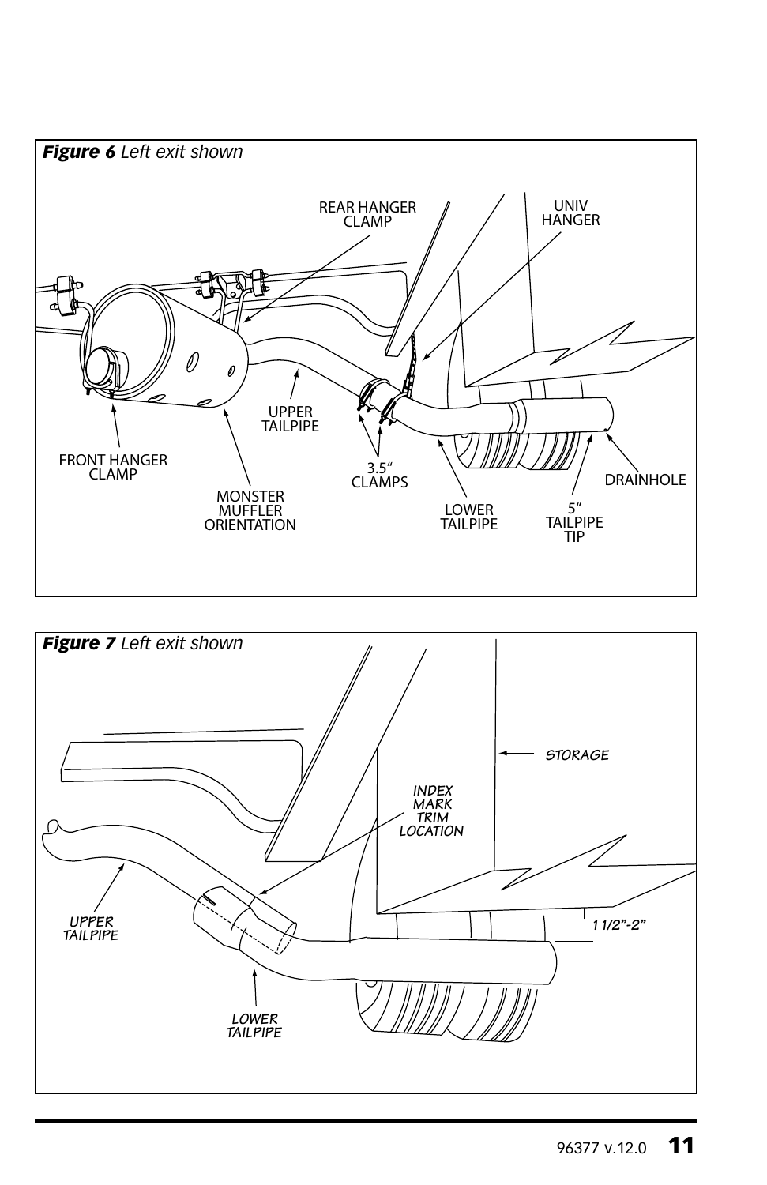***Figure 6*** *Left exit shown*

REAR HANGER CLAMP

UNIV HANGER

FRONT HANGER CLAMP

UPPER TAILPIPE

MONSTER MUFFLER ORIENTATION

3.5" CLAMPS

LOWER TAILPIPE

5" TAILPIPE TIP

DRAINHOLE

***Figure 7*** *Left exit shown*

STORAGE

INDEX MARK TRIM LOCATION

UPPER TAILPIPE

LOWER TAILPIPE

1 1/2"-2"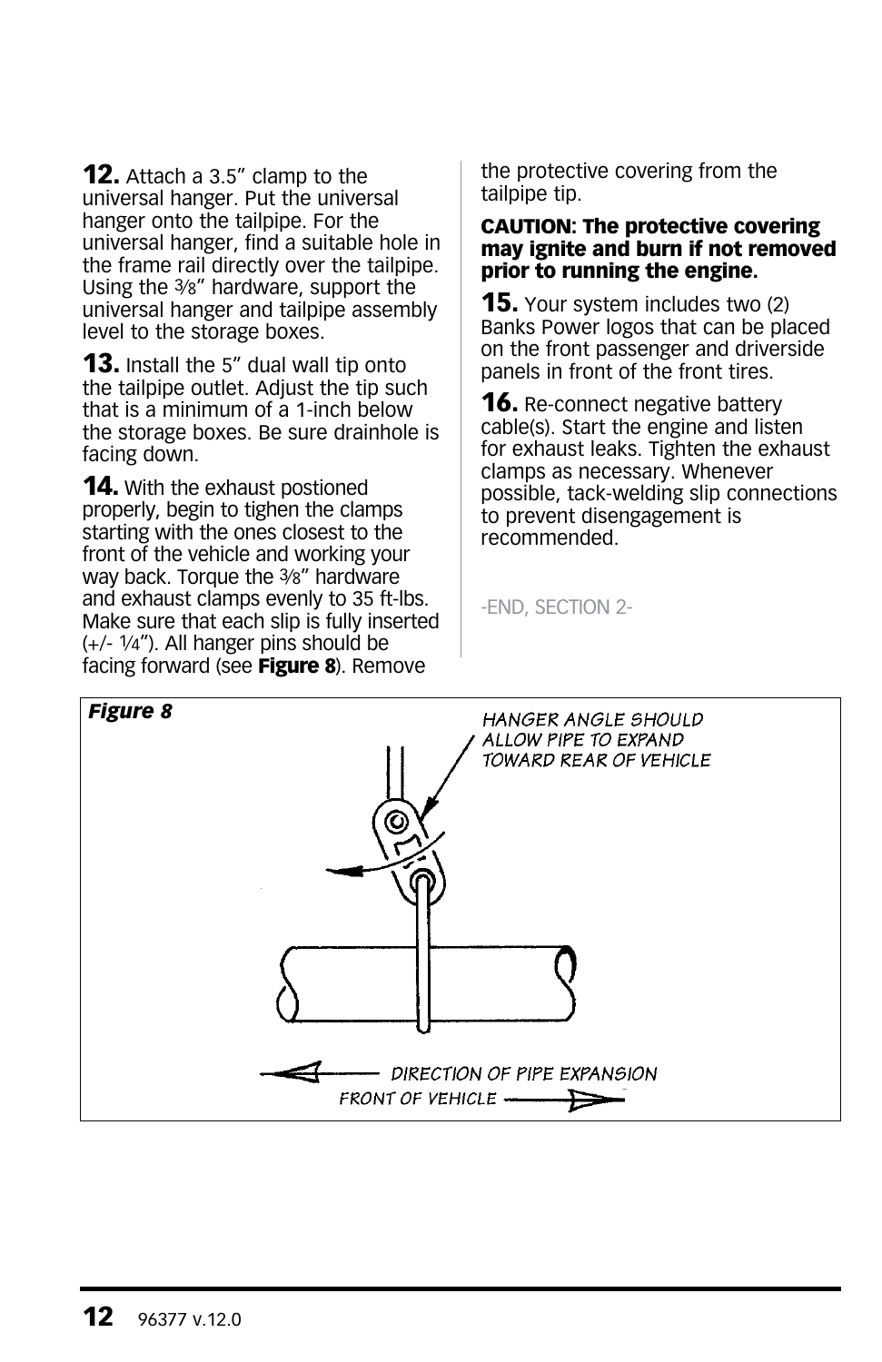**12.** Attach a 3.5" clamp to the universal hanger. Put the universal hanger onto the tailpipe. For the universal hanger, find a suitable hole in the frame rail directly over the tailpipe. Using the 3⁄8" hardware, support the universal hanger and tailpipe assembly level to the storage boxes.

**13.** Install the 5" dual wall tip onto the tailpipe outlet. Adjust the tip such that is a minimum of a 1-inch below the storage boxes. Be sure drainhole is facing down.

**14.** With the exhaust postioned properly, begin to tighen the clamps starting with the ones closest to the front of the vehicle and working your way back. Torque the 3⁄8" hardware and exhaust clamps evenly to 35 ft-lbs. Make sure that each slip is fully inserted (+/- 1⁄4"). All hanger pins should be facing forward (see **Figure 8**). Remove the protective covering from the tailpipe tip.

**CAUTION: The protective covering may ignite and burn if not removed prior to running the engine.**

**15.** Your system includes two (2) Banks Power logos that can be placed on the front passenger and driverside panels in front of the front tires.

**16.** Re-connect negative battery cable(s). Start the engine and listen for exhaust leaks. Tighten the exhaust clamps as necessary. Whenever possible, tack-welding slip connections to prevent disengagement is recommended.

-END, SECTION 2-

***Figure 8***

HANGER ANGLE SHOULD ALLOW PIPE TO EXPAND TOWARD REAR OF VEHICLE

DIRECTION OF PIPE EXPANSION

FRONT OF VEHICLE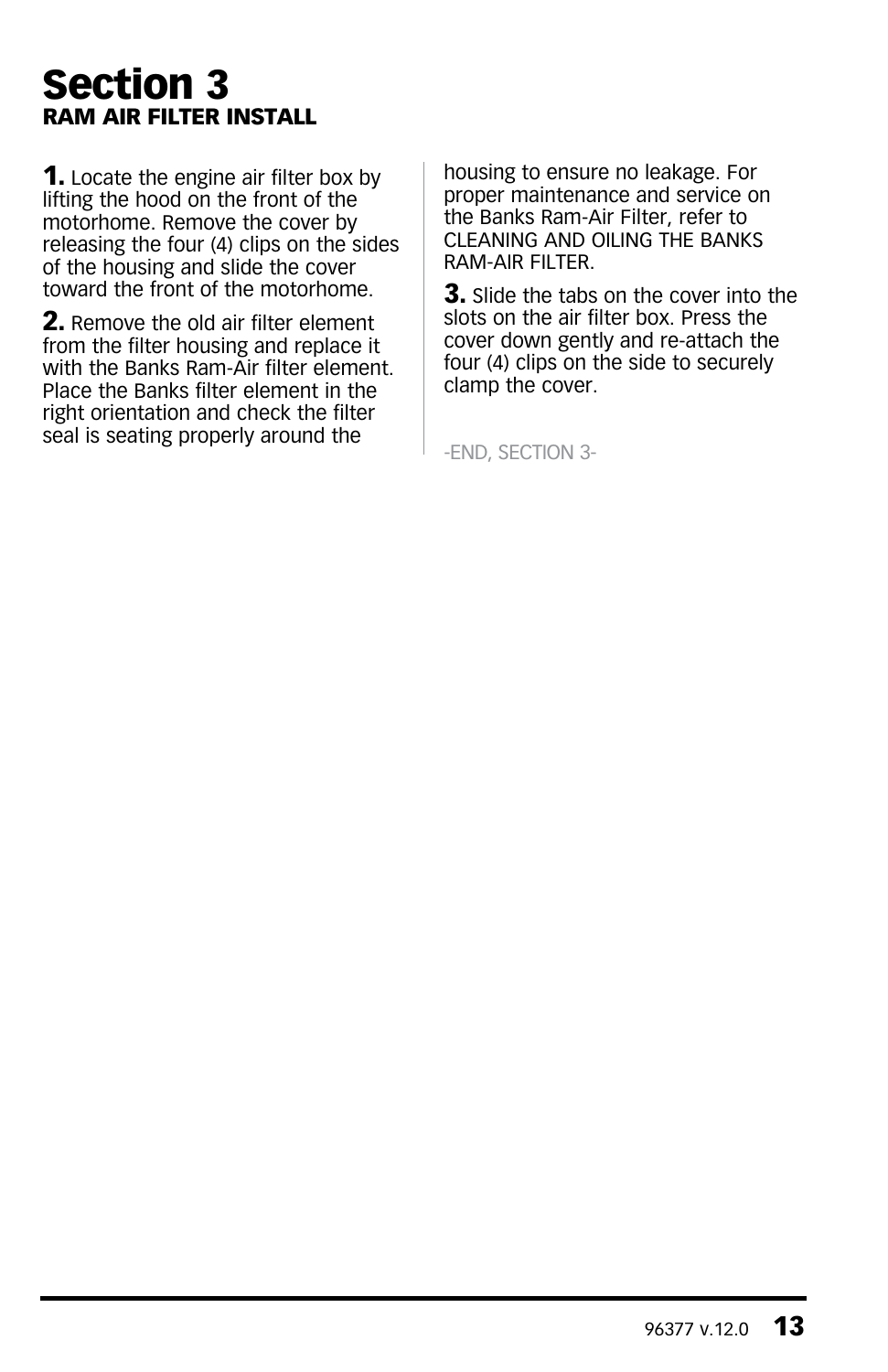# Section 3

## RAM AIR FILTER INSTALL

**1.** Locate the engine air filter box by lifting the hood on the front of the motorhome. Remove the cover by releasing the four (4) clips on the sides of the housing and slide the cover toward the front of the motorhome.

**2.** Remove the old air filter element from the filter housing and replace it with the Banks Ram-Air filter element. Place the Banks filter element in the right orientation and check the filter seal is seating properly around the housing to ensure no leakage. For proper maintenance and service on the Banks Ram-Air Filter, refer to CLEANING AND OILING THE BANKS RAM-AIR FILTER.

**3.** Slide the tabs on the cover into the slots on the air filter box. Press the cover down gently and re-attach the four (4) clips on the side to securely clamp the cover.

-END, SECTION 3-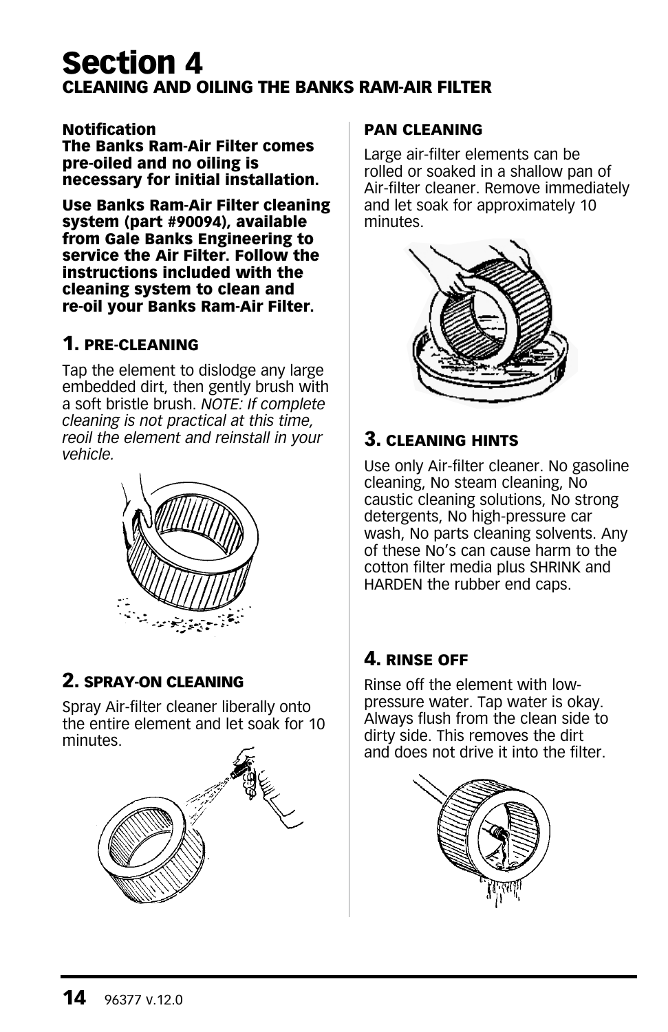# Section 4

## CLEANING AND OILING THE BANKS RAM-AIR FILTER

**Notification**
**The Banks Ram-Air Filter comes pre-oiled and no oiling is necessary for initial installation.**

**Use Banks Ram-Air Filter cleaning system (part #90094), available from Gale Banks Engineering to service the Air Filter. Follow the instructions included with the cleaning system to clean and re-oil your Banks Ram-Air Filter.**

### 1. PRE-CLEANING

Tap the element to dislodge any large embedded dirt, then gently brush with a soft bristle brush. *NOTE: If complete cleaning is not practical at this time, reoil the element and reinstall in your vehicle.*

### 2. SPRAY-ON CLEANING

Spray Air-filter cleaner liberally onto the entire element and let soak for 10 minutes.

### PAN CLEANING

Large air-filter elements can be rolled or soaked in a shallow pan of Air-filter cleaner. Remove immediately and let soak for approximately 10 minutes.

### 3. CLEANING HINTS

Use only Air-filter cleaner. No gasoline cleaning, No steam cleaning, No caustic cleaning solutions, No strong detergents, No high-pressure car wash, No parts cleaning solvents. Any of these No's can cause harm to the cotton filter media plus SHRINK and HARDEN the rubber end caps.

### 4. RINSE OFF

Rinse off the element with low-pressure water. Tap water is okay. Always flush from the clean side to dirty side. This removes the dirt and does not drive it into the filter.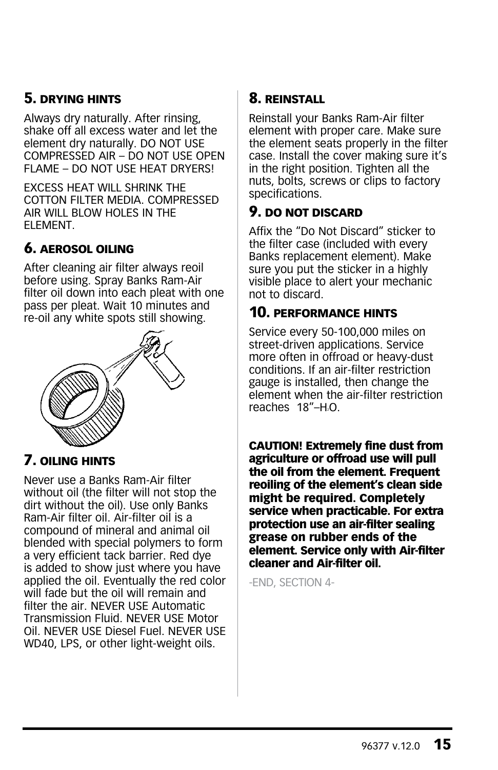### 5. DRYING HINTS

Always dry naturally. After rinsing, shake off all excess water and let the element dry naturally. DO NOT USE COMPRESSED AIR – DO NOT USE OPEN FLAME – DO NOT USE HEAT DRYERS!

EXCESS HEAT WILL SHRINK THE COTTON FILTER MEDIA. COMPRESSED AIR WILL BLOW HOLES IN THE ELEMENT.

### 6. AEROSOL OILING

After cleaning air filter always reoil before using. Spray Banks Ram-Air filter oil down into each pleat with one pass per pleat. Wait 10 minutes and re-oil any white spots still showing.

### 7. OILING HINTS

Never use a Banks Ram-Air filter without oil (the filter will not stop the dirt without the oil). Use only Banks Ram-Air filter oil. Air-filter oil is a compound of mineral and animal oil blended with special polymers to form a very efficient tack barrier. Red dye is added to show just where you have applied the oil. Eventually the red color will fade but the oil will remain and filter the air. NEVER USE Automatic Transmission Fluid. NEVER USE Motor Oil. NEVER USE Diesel Fuel. NEVER USE WD40, LPS, or other light-weight oils.

### 8. REINSTALL

Reinstall your Banks Ram-Air filter element with proper care. Make sure the element seats properly in the filter case. Install the cover making sure it's in the right position. Tighten all the nuts, bolts, screws or clips to factory specifications.

### 9. DO NOT DISCARD

Affix the "Do Not Discard" sticker to the filter case (included with every Banks replacement element). Make sure you put the sticker in a highly visible place to alert your mechanic not to discard.

### 10. PERFORMANCE HINTS

Service every 50-100,000 miles on street-driven applications. Service more often in offroad or heavy-dust conditions. If an air-filter restriction gauge is installed, then change the element when the air-filter restriction reaches 18"–$H_2O$.

**CAUTION! Extremely fine dust from agriculture or offroad use will pull the oil from the element. Frequent reoiling of the element's clean side might be required. Completely service when practicable. For extra protection use an air-filter sealing grease on rubber ends of the element. Service only with Air-filter cleaner and Air-filter oil.**

-END, SECTION 4-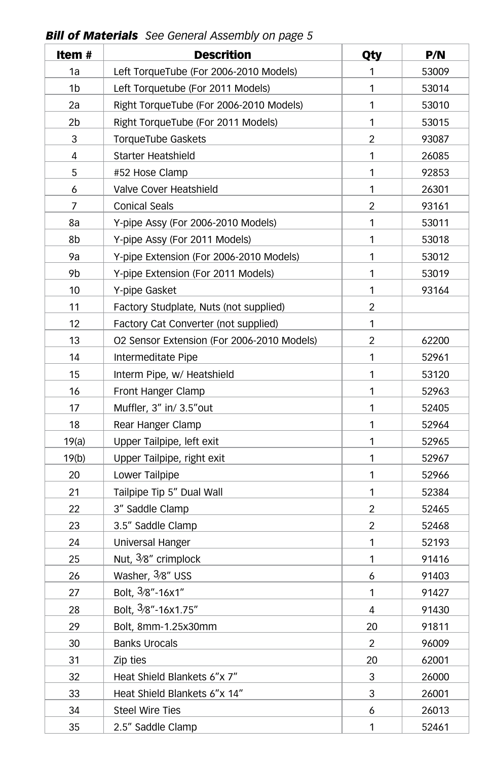***Bill of Materials*** *See General Assembly on page 5*

| Item # | Descrition | Qty | P/N |
|---|---|---|---|
| 1a | Left TorqueTube (For 2006-2010 Models) | 1 | 53009 |
| 1b | Left Torquetube (For 2011 Models) | 1 | 53014 |
| 2a | Right TorqueTube (For 2006-2010 Models) | 1 | 53010 |
| 2b | Right TorqueTube (For 2011 Models) | 1 | 53015 |
| 3 | TorqueTube Gaskets | 2 | 93087 |
| 4 | Starter Heatshield | 1 | 26085 |
| 5 | #52 Hose Clamp | 1 | 92853 |
| 6 | Valve Cover Heatshield | 1 | 26301 |
| 7 | Conical Seals | 2 | 93161 |
| 8a | Y-pipe Assy (For 2006-2010 Models) | 1 | 53011 |
| 8b | Y-pipe Assy (For 2011 Models) | 1 | 53018 |
| 9a | Y-pipe Extension (For 2006-2010 Models) | 1 | 53012 |
| 9b | Y-pipe Extension (For 2011 Models) | 1 | 53019 |
| 10 | Y-pipe Gasket | 1 | 93164 |
| 11 | Factory Studplate, Nuts (not supplied) | 2 | |
| 12 | Factory Cat Converter (not supplied) | 1 | |
| 13 | O2 Sensor Extension (For 2006-2010 Models) | 2 | 62200 |
| 14 | Intermeditate Pipe | 1 | 52961 |
| 15 | Interm Pipe, w/ Heatshield | 1 | 53120 |
| 16 | Front Hanger Clamp | 1 | 52963 |
| 17 | Muffler, 3" in/ 3.5"out | 1 | 52405 |
| 18 | Rear Hanger Clamp | 1 | 52964 |
| 19(a) | Upper Tailpipe, left exit | 1 | 52965 |
| 19(b) | Upper Tailpipe, right exit | 1 | 52967 |
| 20 | Lower Tailpipe | 1 | 52966 |
| 21 | Tailpipe Tip 5" Dual Wall | 1 | 52384 |
| 22 | 3" Saddle Clamp | 2 | 52465 |
| 23 | 3.5" Saddle Clamp | 2 | 52468 |
| 24 | Universal Hanger | 1 | 52193 |
| 25 | Nut, 3⁄8" crimplock | 1 | 91416 |
| 26 | Washer, 3⁄8" USS | 6 | 91403 |
| 27 | Bolt, 3⁄8"-16x1" | 1 | 91427 |
| 28 | Bolt, 3⁄8"-16x1.75" | 4 | 91430 |
| 29 | Bolt, 8mm-1.25x30mm | 20 | 91811 |
| 30 | Banks Urocals | 2 | 96009 |
| 31 | Zip ties | 20 | 62001 |
| 32 | Heat Shield Blankets 6"x 7" | 3 | 26000 |
| 33 | Heat Shield Blankets 6"x 14" | 3 | 26001 |
| 34 | Steel Wire Ties | 6 | 26013 |
| 35 | 2.5" Saddle Clamp | 1 | 52461 |